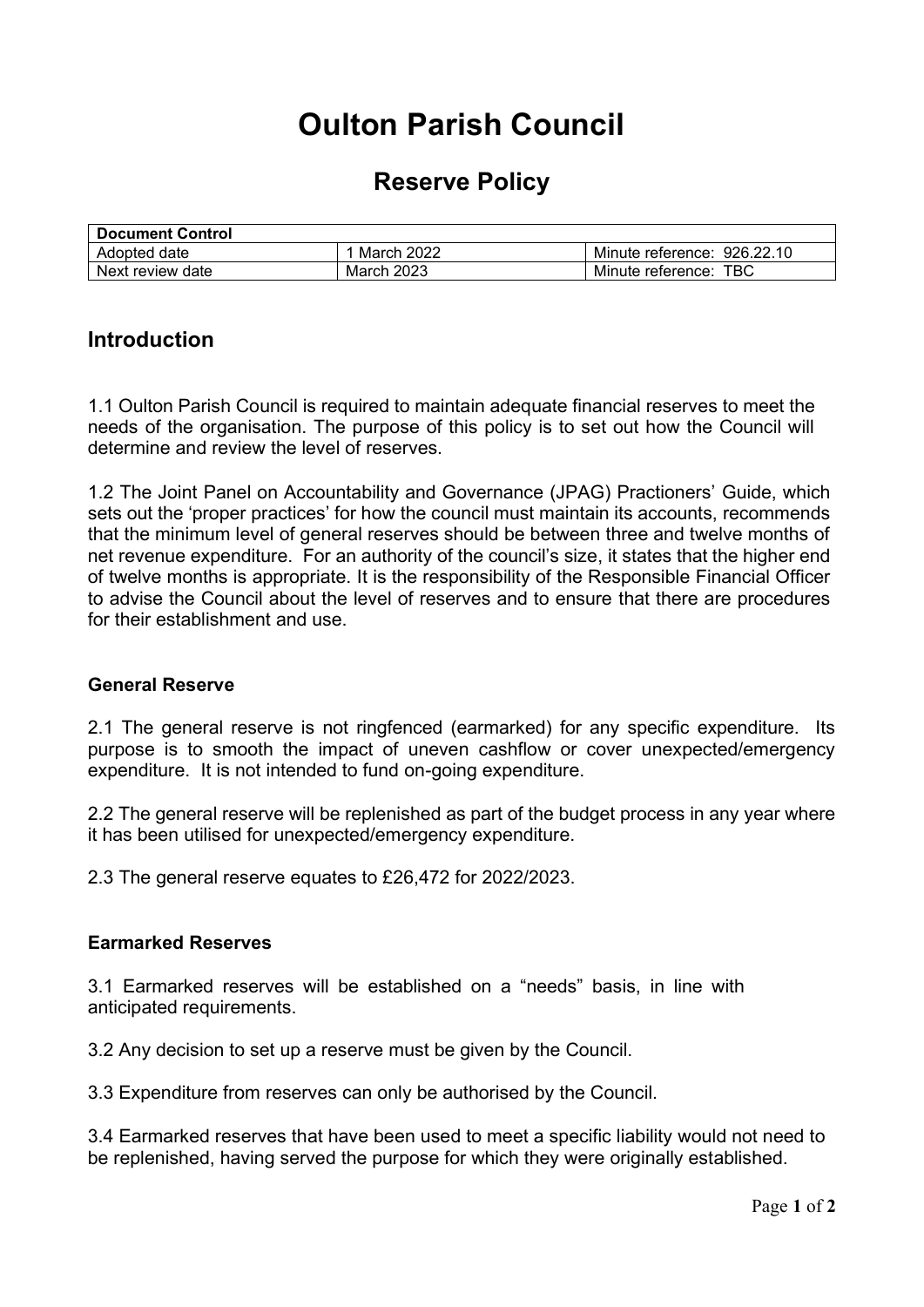# Oulton Parish Council

## Reserve Policy

| Document Control | | |
|---|---|---|
| Adopted date | 1 March 2022 | Minute reference: 926.22.10 |
| Next review date | March 2023 | Minute reference: TBC |

## Introduction

1.1 Oulton Parish Council is required to maintain adequate financial reserves to meet the needs of the organisation. The purpose of this policy is to set out how the Council will determine and review the level of reserves.

1.2 The Joint Panel on Accountability and Governance (JPAG) Practioners' Guide, which sets out the 'proper practices' for how the council must maintain its accounts, recommends that the minimum level of general reserves should be between three and twelve months of net revenue expenditure. For an authority of the council's size, it states that the higher end of twelve months is appropriate. It is the responsibility of the Responsible Financial Officer to advise the Council about the level of reserves and to ensure that there are procedures for their establishment and use.

### General Reserve

2.1 The general reserve is not ringfenced (earmarked) for any specific expenditure. Its purpose is to smooth the impact of uneven cashflow or cover unexpected/emergency expenditure. It is not intended to fund on-going expenditure.

2.2 The general reserve will be replenished as part of the budget process in any year where it has been utilised for unexpected/emergency expenditure.

2.3 The general reserve equates to £26,472 for 2022/2023.

### Earmarked Reserves

3.1 Earmarked reserves will be established on a "needs" basis, in line with anticipated requirements.

3.2 Any decision to set up a reserve must be given by the Council.

3.3 Expenditure from reserves can only be authorised by the Council.

3.4 Earmarked reserves that have been used to meet a specific liability would not need to be replenished, having served the purpose for which they were originally established.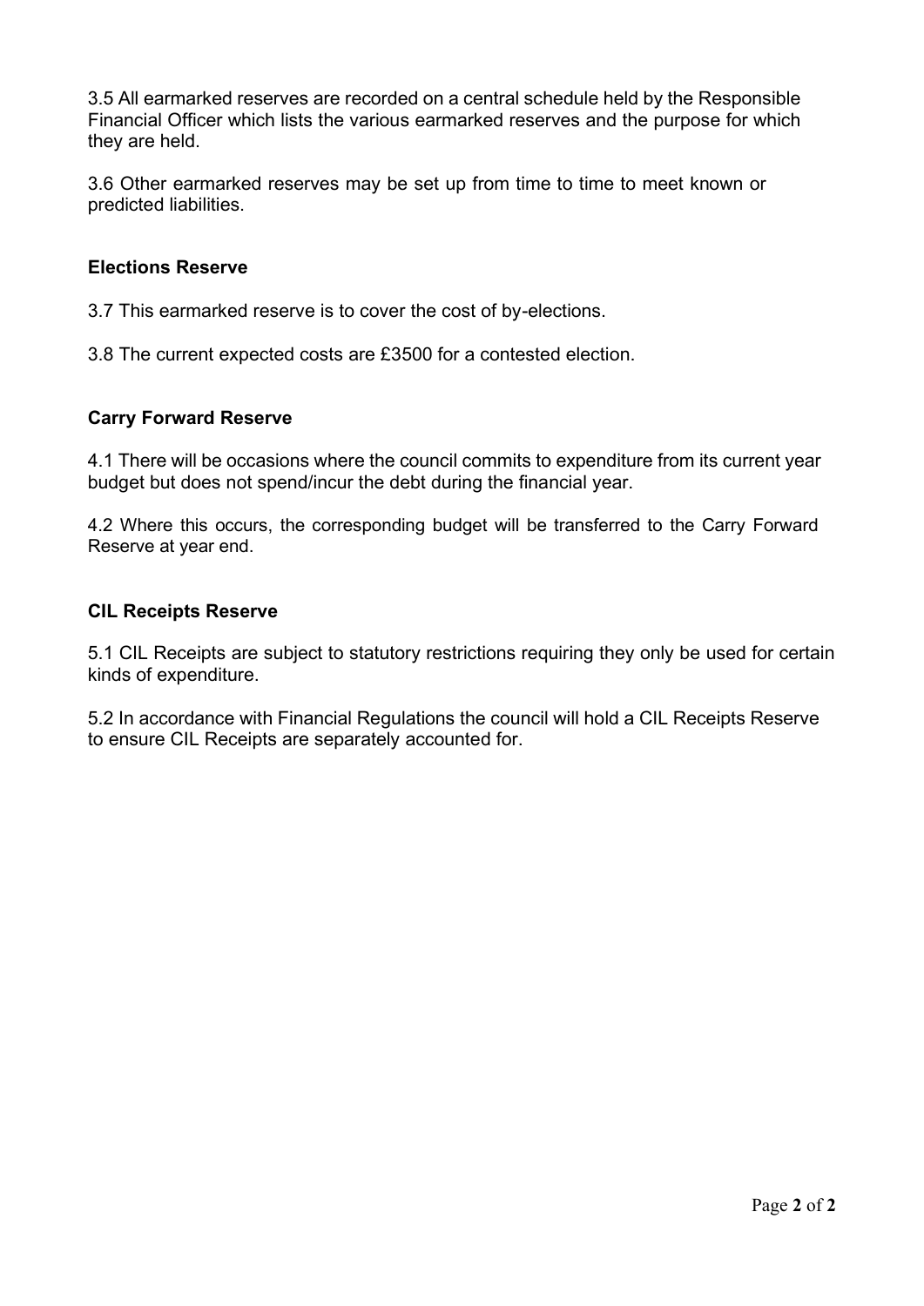3.5 All earmarked reserves are recorded on a central schedule held by the Responsible Financial Officer which lists the various earmarked reserves and the purpose for which they are held.

3.6 Other earmarked reserves may be set up from time to time to meet known or predicted liabilities.

**Elections Reserve**

3.7 This earmarked reserve is to cover the cost of by-elections.

3.8 The current expected costs are £3500 for a contested election.

**Carry Forward Reserve**

4.1 There will be occasions where the council commits to expenditure from its current year budget but does not spend/incur the debt during the financial year.

4.2 Where this occurs, the corresponding budget will be transferred to the Carry Forward Reserve at year end.

**CIL Receipts Reserve**

5.1 CIL Receipts are subject to statutory restrictions requiring they only be used for certain kinds of expenditure.

5.2 In accordance with Financial Regulations the council will hold a CIL Receipts Reserve to ensure CIL Receipts are separately accounted for.